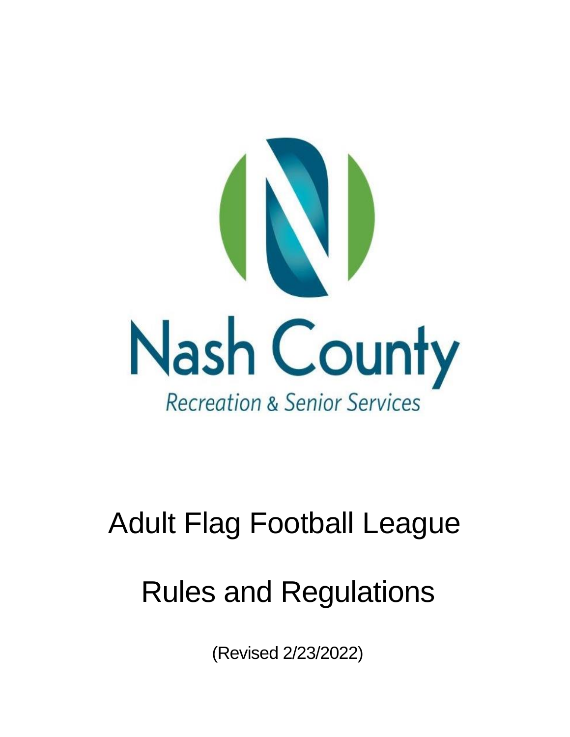Nash County

Recreation & Senior Services

# Adult Flag Football League

# Rules and Regulations

(Revised 2/23/2022)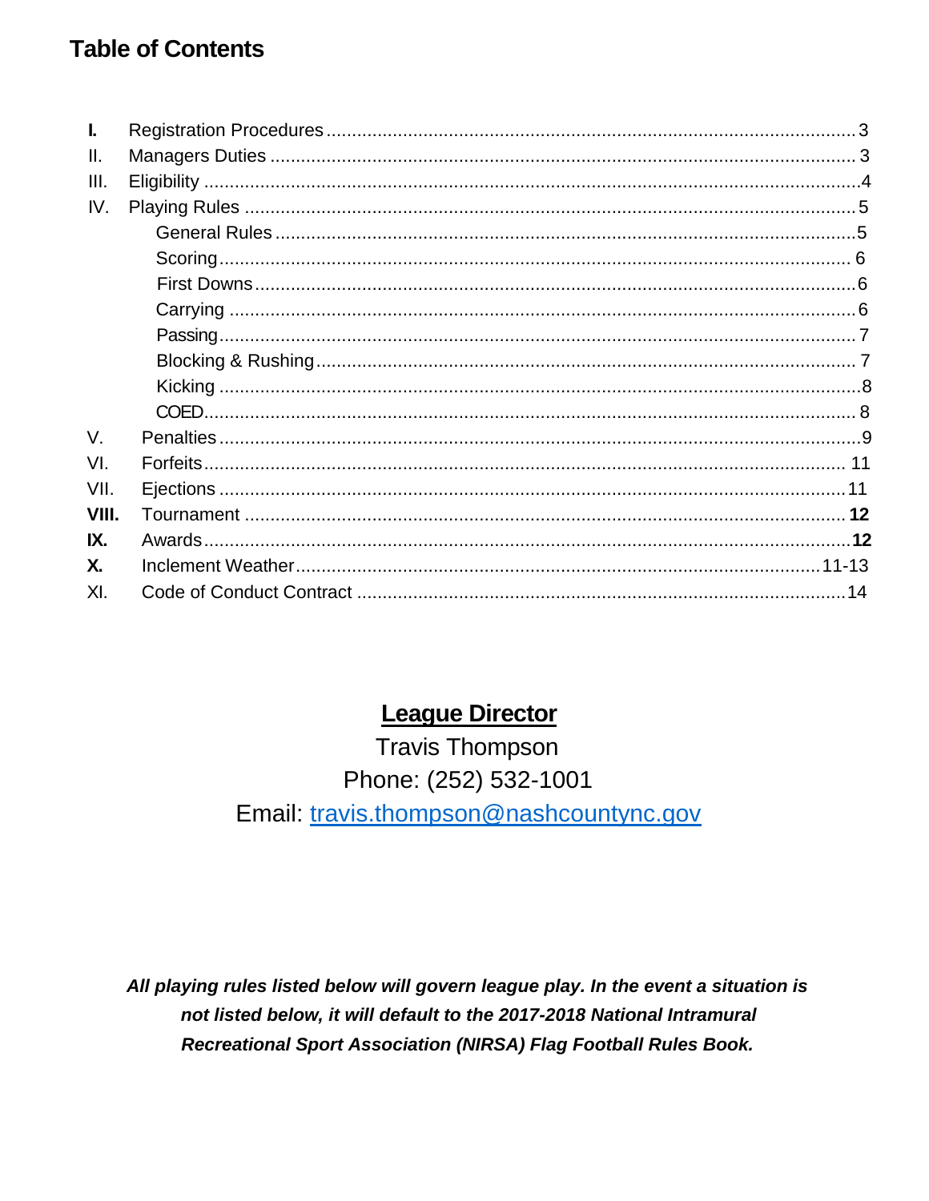## Table of Contents

| | | |
|---|---|---|
| **I.** | Registration Procedures | 3 |
| II. | Managers Duties | 3 |
| III. | Eligibility | 4 |
| IV. | Playing Rules | 5 |
| | General Rules | 5 |
| | Scoring | 6 |
| | First Downs | 6 |
| | Carrying | 6 |
| | Passing | 7 |
| | Blocking & Rushing | 7 |
| | Kicking | 8 |
| | COED | 8 |
| V. | Penalties | 9 |
| VI. | Forfeits | 11 |
| VII. | Ejections | 11 |
| **VIII.** | Tournament | **12** |
| **IX.** | Awards | **12** |
| **X.** | Inclement Weather | 11-13 |
| XI. | Code of Conduct Contract | 14 |

**League Director**

Travis Thompson

Phone: (252) 532-1001

Email: travis.thompson@nashcountync.gov

***All playing rules listed below will govern league play. In the event a situation is not listed below, it will default to the 2017-2018 National Intramural Recreational Sport Association (NIRSA) Flag Football Rules Book.***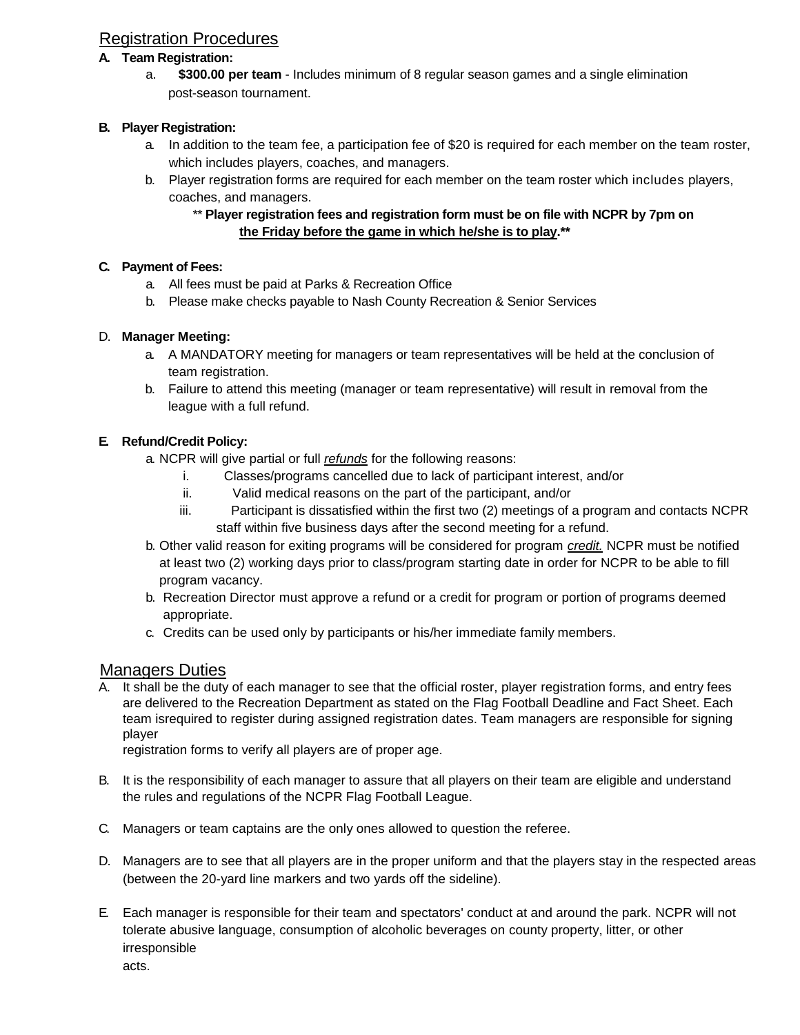## Registration Procedures

**A. Team Registration:**

a. **$300.00 per team** - Includes minimum of 8 regular season games and a single elimination post-season tournament.

**B. Player Registration:**

a. In addition to the team fee, a participation fee of $20 is required for each member on the team roster, which includes players, coaches, and managers.

b. Player registration forms are required for each member on the team roster which includes players, coaches, and managers.

** **Player registration fees and registration form must be on file with NCPR by 7pm on <u>the Friday before the game in which he/she is to play</u>.****

**C. Payment of Fees:**

a. All fees must be paid at Parks & Recreation Office

b. Please make checks payable to Nash County Recreation & Senior Services

D. **Manager Meeting:**

a. A MANDATORY meeting for managers or team representatives will be held at the conclusion of team registration.

b. Failure to attend this meeting (manager or team representative) will result in removal from the league with a full refund.

**E. Refund/Credit Policy:**

a. NCPR will give partial or full *<u>refunds</u>* for the following reasons:

i. Classes/programs cancelled due to lack of participant interest, and/or

ii. Valid medical reasons on the part of the participant, and/or

iii. Participant is dissatisfied within the first two (2) meetings of a program and contacts NCPR staff within five business days after the second meeting for a refund.

b. Other valid reason for exiting programs will be considered for program *<u>credit.</u>* NCPR must be notified at least two (2) working days prior to class/program starting date in order for NCPR to be able to fill program vacancy.

b. Recreation Director must approve a refund or a credit for program or portion of programs deemed appropriate.

c. Credits can be used only by participants or his/her immediate family members.

## Managers Duties

A. It shall be the duty of each manager to see that the official roster, player registration forms, and entry fees are delivered to the Recreation Department as stated on the Flag Football Deadline and Fact Sheet. Each team isrequired to register during assigned registration dates. Team managers are responsible for signing player registration forms to verify all players are of proper age.

B. It is the responsibility of each manager to assure that all players on their team are eligible and understand the rules and regulations of the NCPR Flag Football League.

C. Managers or team captains are the only ones allowed to question the referee.

D. Managers are to see that all players are in the proper uniform and that the players stay in the respected areas (between the 20-yard line markers and two yards off the sideline).

E. Each manager is responsible for their team and spectators' conduct at and around the park. NCPR will not tolerate abusive language, consumption of alcoholic beverages on county property, litter, or other irresponsible acts.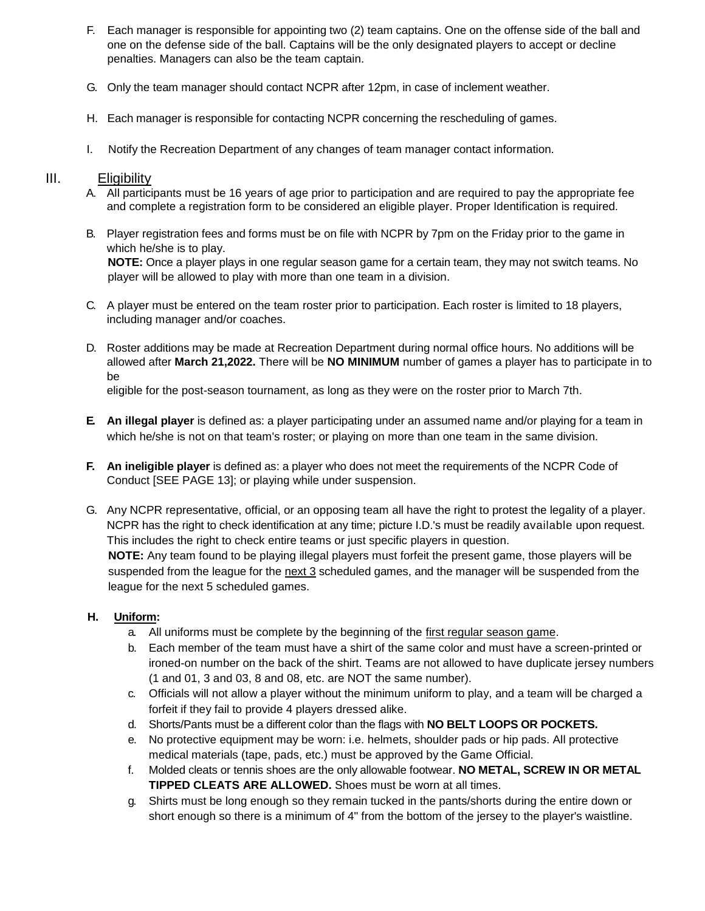F. Each manager is responsible for appointing two (2) team captains. One on the offense side of the ball and one on the defense side of the ball. Captains will be the only designated players to accept or decline penalties. Managers can also be the team captain.

G. Only the team manager should contact NCPR after 12pm, in case of inclement weather.

H. Each manager is responsible for contacting NCPR concerning the rescheduling of games.

I. Notify the Recreation Department of any changes of team manager contact information.

## III. Eligibility

A. All participants must be 16 years of age prior to participation and are required to pay the appropriate fee and complete a registration form to be considered an eligible player. Proper Identification is required.

B. Player registration fees and forms must be on file with NCPR by 7pm on the Friday prior to the game in which he/she is to play.
**NOTE:** Once a player plays in one regular season game for a certain team, they may not switch teams. No player will be allowed to play with more than one team in a division.

C. A player must be entered on the team roster prior to participation. Each roster is limited to 18 players, including manager and/or coaches.

D. Roster additions may be made at Recreation Department during normal office hours. No additions will be allowed after **March 21,2022.** There will be **NO MINIMUM** number of games a player has to participate in to be
eligible for the post-season tournament, as long as they were on the roster prior to March 7th.

**E. An illegal player** is defined as: a player participating under an assumed name and/or playing for a team in which he/she is not on that team's roster; or playing on more than one team in the same division.

**F. An ineligible player** is defined as: a player who does not meet the requirements of the NCPR Code of Conduct [SEE PAGE 13]; or playing while under suspension.

G. Any NCPR representative, official, or an opposing team all have the right to protest the legality of a player. NCPR has the right to check identification at any time; picture I.D.'s must be readily available upon request. This includes the right to check entire teams or just specific players in question.
**NOTE:** Any team found to be playing illegal players must forfeit the present game, those players will be suspended from the league for the next 3 scheduled games, and the manager will be suspended from the league for the next 5 scheduled games.

**H. Uniform:**

a. All uniforms must be complete by the beginning of the first regular season game.
b. Each member of the team must have a shirt of the same color and must have a screen-printed or ironed-on number on the back of the shirt. Teams are not allowed to have duplicate jersey numbers (1 and 01, 3 and 03, 8 and 08, etc. are NOT the same number).
c. Officials will not allow a player without the minimum uniform to play, and a team will be charged a forfeit if they fail to provide 4 players dressed alike.
d. Shorts/Pants must be a different color than the flags with **NO BELT LOOPS OR POCKETS.**
e. No protective equipment may be worn: i.e. helmets, shoulder pads or hip pads. All protective medical materials (tape, pads, etc.) must be approved by the Game Official.
f. Molded cleats or tennis shoes are the only allowable footwear. **NO METAL, SCREW IN OR METAL TIPPED CLEATS ARE ALLOWED.** Shoes must be worn at all times.
g. Shirts must be long enough so they remain tucked in the pants/shorts during the entire down or short enough so there is a minimum of 4" from the bottom of the jersey to the player's waistline.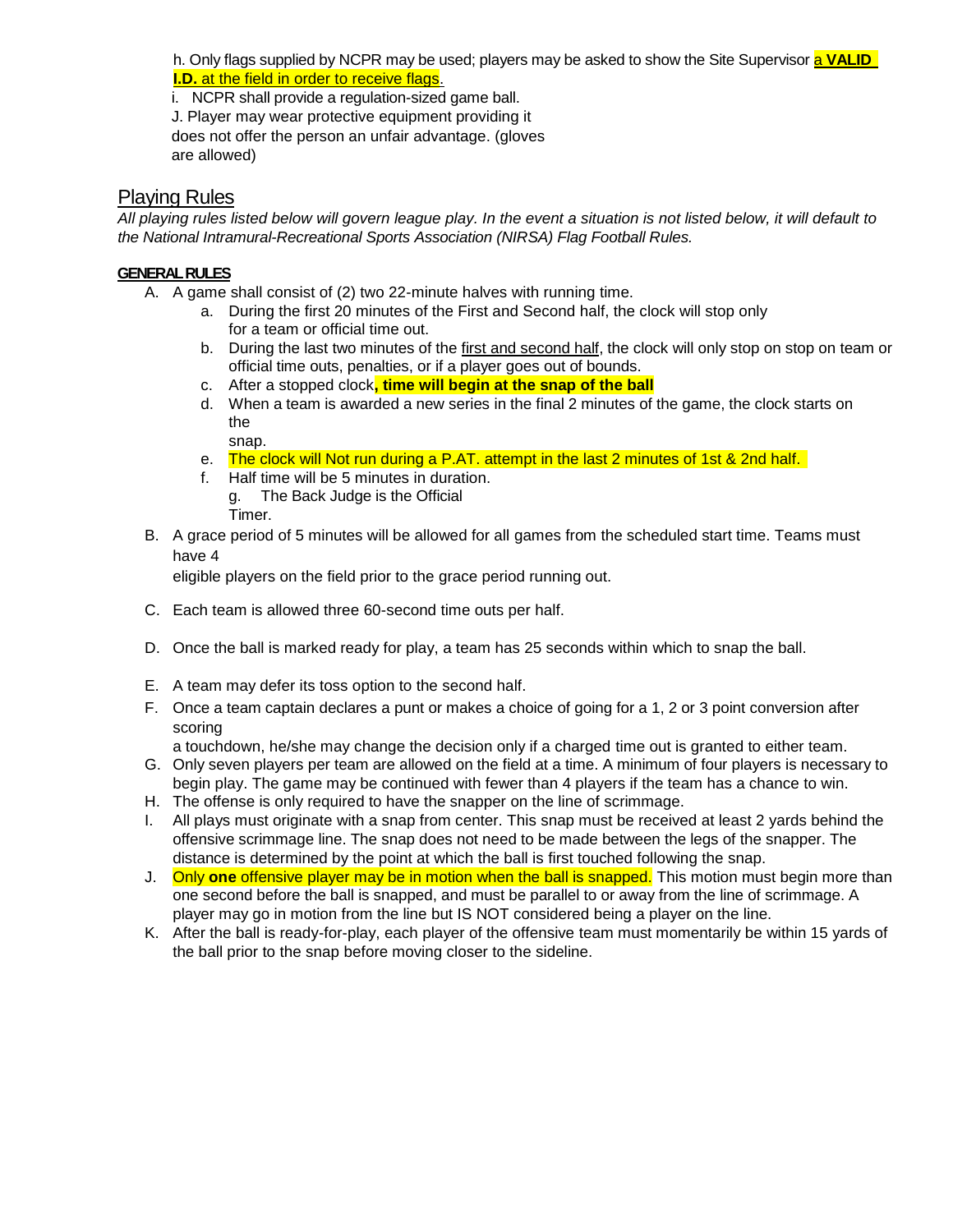h. Only flags supplied by NCPR may be used; players may be asked to show the Site Supervisor a **VALID I.D.** at the field in order to receive flags.

i. NCPR shall provide a regulation-sized game ball.

J. Player may wear protective equipment providing it does not offer the person an unfair advantage. (gloves are allowed)

## Playing Rules

*All playing rules listed below will govern league play. In the event a situation is not listed below, it will default to the National Intramural-Recreational Sports Association (NIRSA) Flag Football Rules.*

**GENERAL RULES**

A. A game shall consist of (2) two 22-minute halves with running time.
   a. During the first 20 minutes of the First and Second half, the clock will stop only for a team or official time out.
   b. During the last two minutes of the first and second half, the clock will only stop on stop on team or official time outs, penalties, or if a player goes out of bounds.
   c. After a stopped clock**, time will begin at the snap of the ball**
   d. When a team is awarded a new series in the final 2 minutes of the game, the clock starts on the snap.
   e. The clock will Not run during a P.AT. attempt in the last 2 minutes of 1st & 2nd half.
   f. Half time will be 5 minutes in duration.
   g. The Back Judge is the Official Timer.

B. A grace period of 5 minutes will be allowed for all games from the scheduled start time. Teams must have 4 eligible players on the field prior to the grace period running out.

C. Each team is allowed three 60-second time outs per half.

D. Once the ball is marked ready for play, a team has 25 seconds within which to snap the ball.

E. A team may defer its toss option to the second half.

F. Once a team captain declares a punt or makes a choice of going for a 1, 2 or 3 point conversion after scoring a touchdown, he/she may change the decision only if a charged time out is granted to either team.

G. Only seven players per team are allowed on the field at a time. A minimum of four players is necessary to begin play. The game may be continued with fewer than 4 players if the team has a chance to win.

H. The offense is only required to have the snapper on the line of scrimmage.

I. All plays must originate with a snap from center. This snap must be received at least 2 yards behind the offensive scrimmage line. The snap does not need to be made between the legs of the snapper. The distance is determined by the point at which the ball is first touched following the snap.

J. Only **one** offensive player may be in motion when the ball is snapped. This motion must begin more than one second before the ball is snapped, and must be parallel to or away from the line of scrimmage. A player may go in motion from the line but IS NOT considered being a player on the line.

K. After the ball is ready-for-play, each player of the offensive team must momentarily be within 15 yards of the ball prior to the snap before moving closer to the sideline.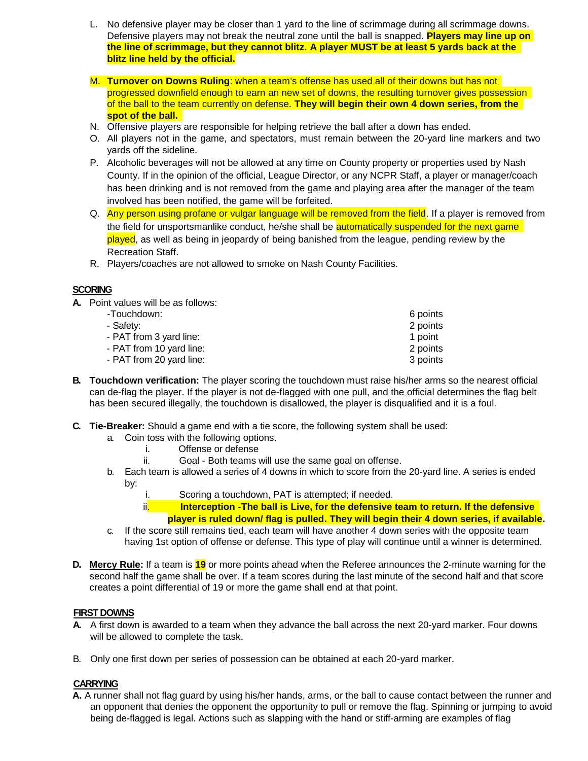L. No defensive player may be closer than 1 yard to the line of scrimmage during all scrimmage downs. Defensive players may not break the neutral zone until the ball is snapped. **Players may line up on the line of scrimmage, but they cannot blitz. A player MUST be at least 5 yards back at the blitz line held by the official.**

M. **Turnover on Downs Ruling**: when a team's offense has used all of their downs but has not progressed downfield enough to earn an new set of downs, the resulting turnover gives possession of the ball to the team currently on defense. **They will begin their own 4 down series, from the spot of the ball.**

N. Offensive players are responsible for helping retrieve the ball after a down has ended.

O. All players not in the game, and spectators, must remain between the 20-yard line markers and two yards off the sideline.

P. Alcoholic beverages will not be allowed at any time on County property or properties used by Nash County. If in the opinion of the official, League Director, or any NCPR Staff, a player or manager/coach has been drinking and is not removed from the game and playing area after the manager of the team involved has been notified, the game will be forfeited.

Q. Any person using profane or vulgar language will be removed from the field. If a player is removed from the field for unsportsmanlike conduct, he/she shall be automatically suspended for the next game played, as well as being in jeopardy of being banished from the league, pending review by the Recreation Staff.

R. Players/coaches are not allowed to smoke on Nash County Facilities.

## SCORING

**A.** Point values will be as follows:

| | |
|---|---|
| -Touchdown: | 6 points |
| - Safety: | 2 points |
| - PAT from 3 yard line: | 1 point |
| - PAT from 10 yard line: | 2 points |
| - PAT from 20 yard line: | 3 points |

**B. Touchdown verification:** The player scoring the touchdown must raise his/her arms so the nearest official can de-flag the player. If the player is not de-flagged with one pull, and the official determines the flag belt has been secured illegally, the touchdown is disallowed, the player is disqualified and it is a foul.

**C. Tie-Breaker:** Should a game end with a tie score, the following system shall be used:

a. Coin toss with the following options.
   i. Offense or defense
   ii. Goal - Both teams will use the same goal on offense.

b. Each team is allowed a series of 4 downs in which to score from the 20-yard line. A series is ended by:
   i. Scoring a touchdown, PAT is attempted; if needed.
   ii. **Interception -The ball is Live, for the defensive team to return. If the defensive player is ruled down/ flag is pulled. They will begin their 4 down series, if available.**

c. If the score still remains tied, each team will have another 4 down series with the opposite team having 1st option of offense or defense. This type of play will continue until a winner is determined.

**D. Mercy Rule:** If a team is **19** or more points ahead when the Referee announces the 2-minute warning for the second half the game shall be over. If a team scores during the last minute of the second half and that score creates a point differential of 19 or more the game shall end at that point.

## FIRST DOWNS

**A.** A first down is awarded to a team when they advance the ball across the next 20-yard marker. Four downs will be allowed to complete the task.

B. Only one first down per series of possession can be obtained at each 20-yard marker.

## CARRYING

**A.** A runner shall not flag guard by using his/her hands, arms, or the ball to cause contact between the runner and an opponent that denies the opponent the opportunity to pull or remove the flag. Spinning or jumping to avoid being de-flagged is legal. Actions such as slapping with the hand or stiff-arming are examples of flag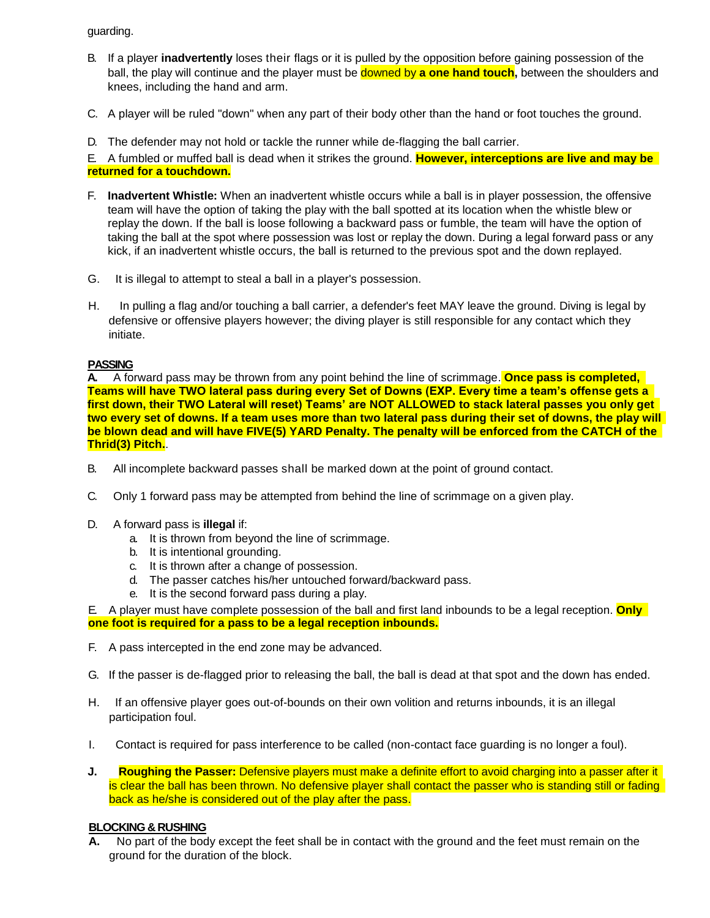guarding.

B. If a player **inadvertently** loses their flags or it is pulled by the opposition before gaining possession of the ball, the play will continue and the player must be downed by **a one hand touch,** between the shoulders and knees, including the hand and arm.

C. A player will be ruled "down" when any part of their body other than the hand or foot touches the ground.

D. The defender may not hold or tackle the runner while de-flagging the ball carrier.

E. A fumbled or muffed ball is dead when it strikes the ground. **However, interceptions are live and may be returned for a touchdown.**

F. **Inadvertent Whistle:** When an inadvertent whistle occurs while a ball is in player possession, the offensive team will have the option of taking the play with the ball spotted at its location when the whistle blew or replay the down. If the ball is loose following a backward pass or fumble, the team will have the option of taking the ball at the spot where possession was lost or replay the down. During a legal forward pass or any kick, if an inadvertent whistle occurs, the ball is returned to the previous spot and the down replayed.

G. It is illegal to attempt to steal a ball in a player's possession.

H. In pulling a flag and/or touching a ball carrier, a defender's feet MAY leave the ground. Diving is legal by defensive or offensive players however; the diving player is still responsible for any contact which they initiate.

**PASSING**

**A.** A forward pass may be thrown from any point behind the line of scrimmage. **Once pass is completed, Teams will have TWO lateral pass during every Set of Downs (EXP. Every time a team's offense gets a first down, their TWO Lateral will reset) Teams' are NOT ALLOWED to stack lateral passes you only get two every set of downs. If a team uses more than two lateral pass during their set of downs, the play will be blown dead and will have FIVE(5) YARD Penalty. The penalty will be enforced from the CATCH of the Thrid(3) Pitch.**.

B. All incomplete backward passes shall be marked down at the point of ground contact.

C. Only 1 forward pass may be attempted from behind the line of scrimmage on a given play.

D. A forward pass is **illegal** if:

a. It is thrown from beyond the line of scrimmage.
b. It is intentional grounding.
c. It is thrown after a change of possession.
d. The passer catches his/her untouched forward/backward pass.
e. It is the second forward pass during a play.

E. A player must have complete possession of the ball and first land inbounds to be a legal reception. **Only one foot is required for a pass to be a legal reception inbounds.**

F. A pass intercepted in the end zone may be advanced.

G. If the passer is de-flagged prior to releasing the ball, the ball is dead at that spot and the down has ended.

H. If an offensive player goes out-of-bounds on their own volition and returns inbounds, it is an illegal participation foul.

I. Contact is required for pass interference to be called (non-contact face guarding is no longer a foul).

**J.** **Roughing the Passer:** Defensive players must make a definite effort to avoid charging into a passer after it is clear the ball has been thrown. No defensive player shall contact the passer who is standing still or fading back as he/she is considered out of the play after the pass.

**BLOCKING & RUSHING**

**A.** No part of the body except the feet shall be in contact with the ground and the feet must remain on the ground for the duration of the block.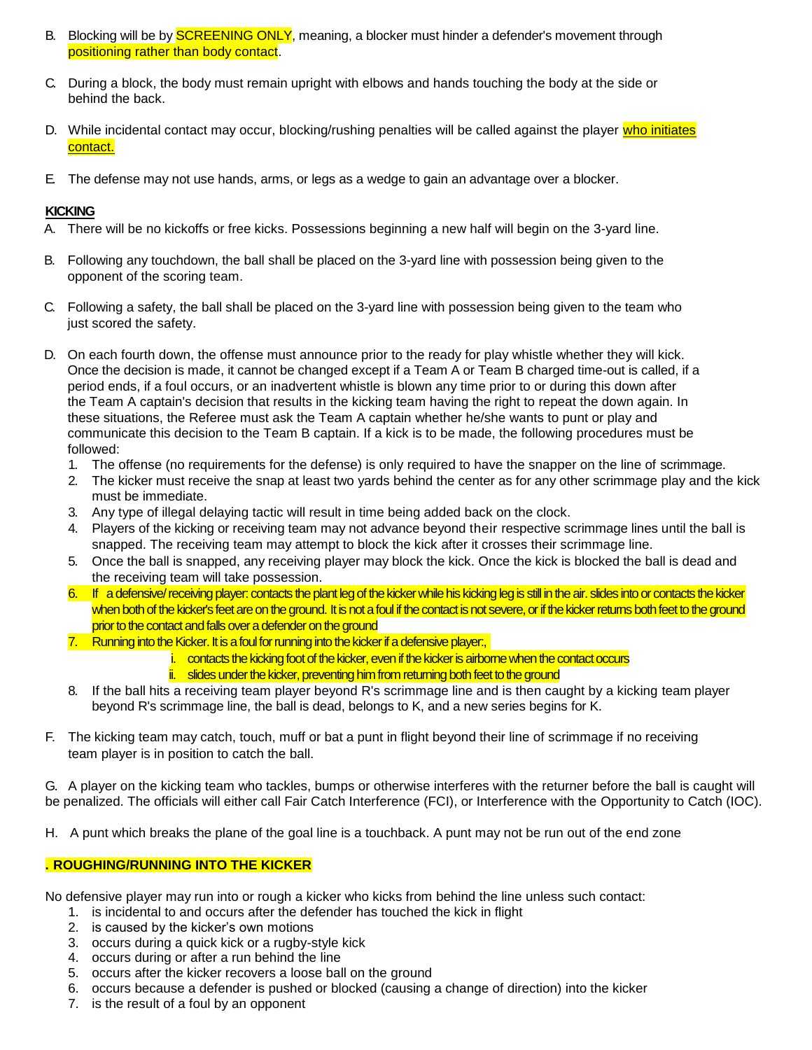B. Blocking will be by SCREENING ONLY, meaning, a blocker must hinder a defender's movement through positioning rather than body contact.

C. During a block, the body must remain upright with elbows and hands touching the body at the side or behind the back.

D. While incidental contact may occur, blocking/rushing penalties will be called against the player who initiates contact.

E. The defense may not use hands, arms, or legs as a wedge to gain an advantage over a blocker.

**KICKING**

A. There will be no kickoffs or free kicks. Possessions beginning a new half will begin on the 3-yard line.

B. Following any touchdown, the ball shall be placed on the 3-yard line with possession being given to the opponent of the scoring team.

C. Following a safety, the ball shall be placed on the 3-yard line with possession being given to the team who just scored the safety.

D. On each fourth down, the offense must announce prior to the ready for play whistle whether they will kick. Once the decision is made, it cannot be changed except if a Team A or Team B charged time-out is called, if a period ends, if a foul occurs, or an inadvertent whistle is blown any time prior to or during this down after the Team A captain's decision that results in the kicking team having the right to repeat the down again. In these situations, the Referee must ask the Team A captain whether he/she wants to punt or play and communicate this decision to the Team B captain. If a kick is to be made, the following procedures must be followed:
   1. The offense (no requirements for the defense) is only required to have the snapper on the line of scrimmage.
   2. The kicker must receive the snap at least two yards behind the center as for any other scrimmage play and the kick must be immediate.
   3. Any type of illegal delaying tactic will result in time being added back on the clock.
   4. Players of the kicking or receiving team may not advance beyond their respective scrimmage lines until the ball is snapped. The receiving team may attempt to block the kick after it crosses their scrimmage line.
   5. Once the ball is snapped, any receiving player may block the kick. Once the kick is blocked the ball is dead and the receiving team will take possession.
   6. If a defensive/ receiving player: contacts the plant leg of the kicker while his kicking leg is still in the air. slides into or contacts the kicker when both of the kicker's feet are on the ground. It is not a foul if the contact is not severe, or if the kicker returns both feet to the ground prior to the contact and falls over a defender on the ground
   7. Running into the Kicker. It is a foul for running into the kicker if a defensive player:,
      i. contacts the kicking foot of the kicker, even if the kicker is airborne when the contact occurs
      ii. slides under the kicker, preventing him from returning both feet to the ground
   8. If the ball hits a receiving team player beyond R's scrimmage line and is then caught by a kicking team player beyond R's scrimmage line, the ball is dead, belongs to K, and a new series begins for K.

F. The kicking team may catch, touch, muff or bat a punt in flight beyond their line of scrimmage if no receiving team player is in position to catch the ball.

G. A player on the kicking team who tackles, bumps or otherwise interferes with the returner before the ball is caught will be penalized. The officials will either call Fair Catch Interference (FCI), or Interference with the Opportunity to Catch (IOC).

H. A punt which breaks the plane of the goal line is a touchback. A punt may not be run out of the end zone

**. ROUGHING/RUNNING INTO THE KICKER**

No defensive player may run into or rough a kicker who kicks from behind the line unless such contact:
   1. is incidental to and occurs after the defender has touched the kick in flight
   2. is caused by the kicker's own motions
   3. occurs during a quick kick or a rugby-style kick
   4. occurs during or after a run behind the line
   5. occurs after the kicker recovers a loose ball on the ground
   6. occurs because a defender is pushed or blocked (causing a change of direction) into the kicker
   7. is the result of a foul by an opponent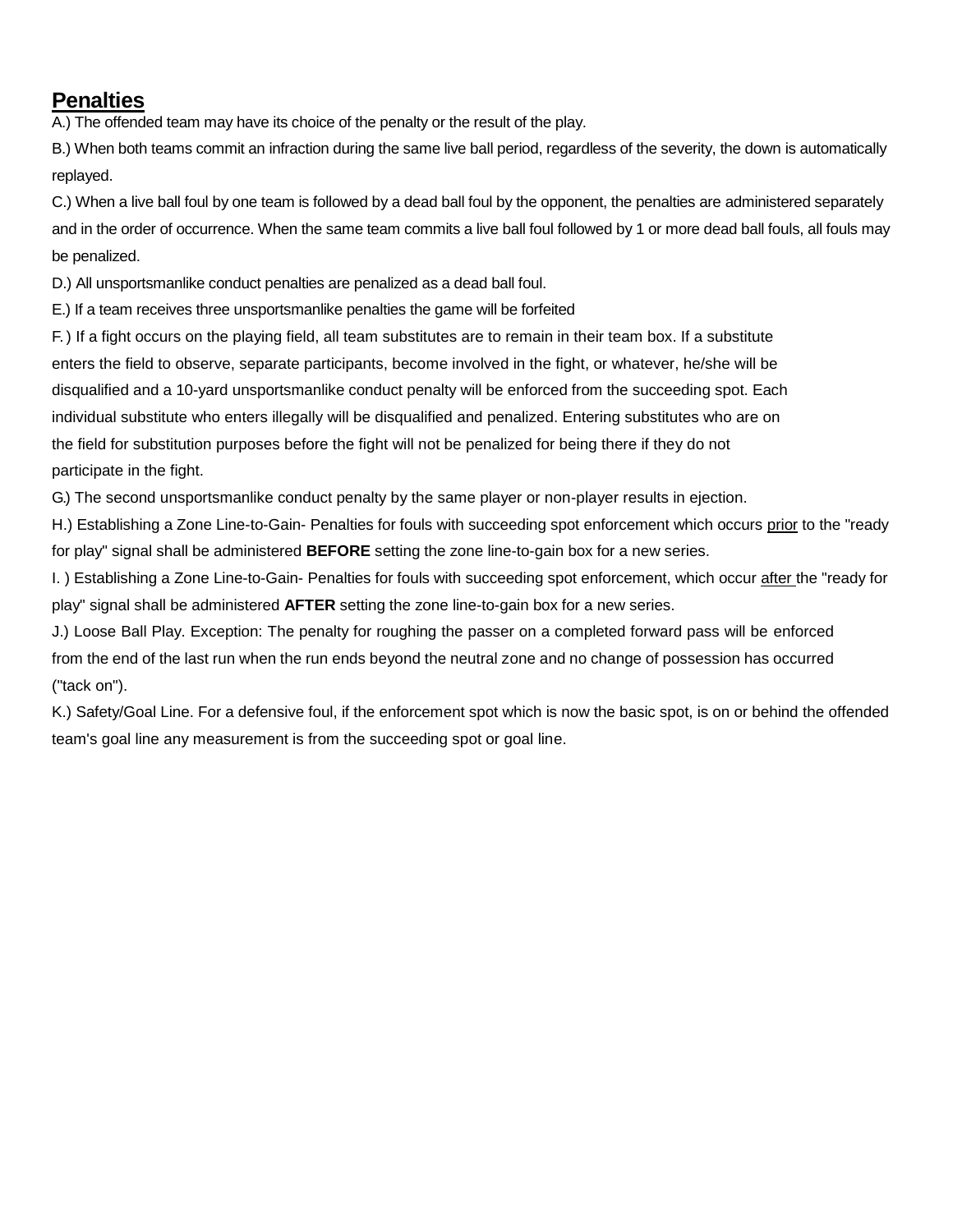## Penalties

A.) The offended team may have its choice of the penalty or the result of the play.

B.) When both teams commit an infraction during the same live ball period, regardless of the severity, the down is automatically replayed.

C.) When a live ball foul by one team is followed by a dead ball foul by the opponent, the penalties are administered separately and in the order of occurrence. When the same team commits a live ball foul followed by 1 or more dead ball fouls, all fouls may be penalized.

D.) All unsportsmanlike conduct penalties are penalized as a dead ball foul.

E.) If a team receives three unsportsmanlike penalties the game will be forfeited

F.) If a fight occurs on the playing field, all team substitutes are to remain in their team box. If a substitute enters the field to observe, separate participants, become involved in the fight, or whatever, he/she will be disqualified and a 10-yard unsportsmanlike conduct penalty will be enforced from the succeeding spot. Each individual substitute who enters illegally will be disqualified and penalized. Entering substitutes who are on the field for substitution purposes before the fight will not be penalized for being there if they do not participate in the fight.

G.) The second unsportsmanlike conduct penalty by the same player or non-player results in ejection.

H.) Establishing a Zone Line-to-Gain- Penalties for fouls with succeeding spot enforcement which occurs <u>prior</u> to the "ready for play" signal shall be administered **BEFORE** setting the zone line-to-gain box for a new series.

I.) Establishing a Zone Line-to-Gain- Penalties for fouls with succeeding spot enforcement, which occur <u>after</u> the "ready for play" signal shall be administered **AFTER** setting the zone line-to-gain box for a new series.

J.) Loose Ball Play. Exception: The penalty for roughing the passer on a completed forward pass will be enforced from the end of the last run when the run ends beyond the neutral zone and no change of possession has occurred ("tack on").

K.) Safety/Goal Line. For a defensive foul, if the enforcement spot which is now the basic spot, is on or behind the offended team's goal line any measurement is from the succeeding spot or goal line.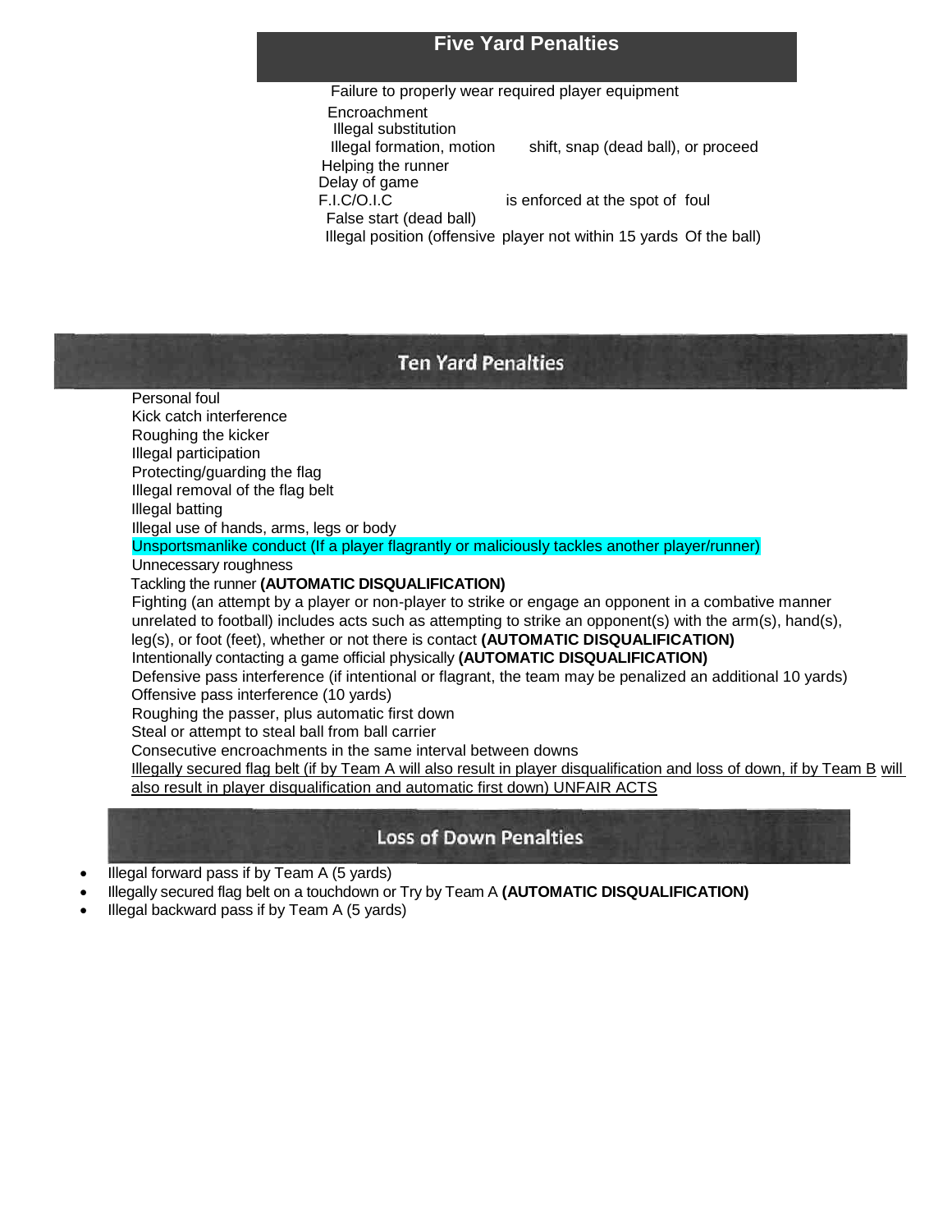## Five Yard Penalties

Failure to properly wear required player equipment
Encroachment
Illegal substitution
Illegal formation, motion shift, snap (dead ball), or proceed
Helping the runner
Delay of game
F.I.C/O.I.C is enforced at the spot of foul
False start (dead ball)
Illegal position (offensive player not within 15 yards Of the ball)

## Ten Yard Penalties

Personal foul
Kick catch interference
Roughing the kicker
Illegal participation
Protecting/guarding the flag
Illegal removal of the flag belt
Illegal batting
Illegal use of hands, arms, legs or body
Unsportsmanlike conduct (If a player flagrantly or maliciously tackles another player/runner)
Unnecessary roughness
Tackling the runner **(AUTOMATIC DISQUALIFICATION)**
Fighting (an attempt by a player or non-player to strike or engage an opponent in a combative manner unrelated to football) includes acts such as attempting to strike an opponent(s) with the arm(s), hand(s), leg(s), or foot (feet), whether or not there is contact **(AUTOMATIC DISQUALIFICATION)**
Intentionally contacting a game official physically **(AUTOMATIC DISQUALIFICATION)**
Defensive pass interference (if intentional or flagrant, the team may be penalized an additional 10 yards)
Offensive pass interference (10 yards)
Roughing the passer, plus automatic first down
Steal or attempt to steal ball from ball carrier
Consecutive encroachments in the same interval between downs
Illegally secured flag belt (if by Team A will also result in player disqualification and loss of down, if by Team B will also result in player disqualification and automatic first down) UNFAIR ACTS

## Loss of Down Penalties

- Illegal forward pass if by Team A (5 yards)
- Illegally secured flag belt on a touchdown or Try by Team A **(AUTOMATIC DISQUALIFICATION)**
- Illegal backward pass if by Team A (5 yards)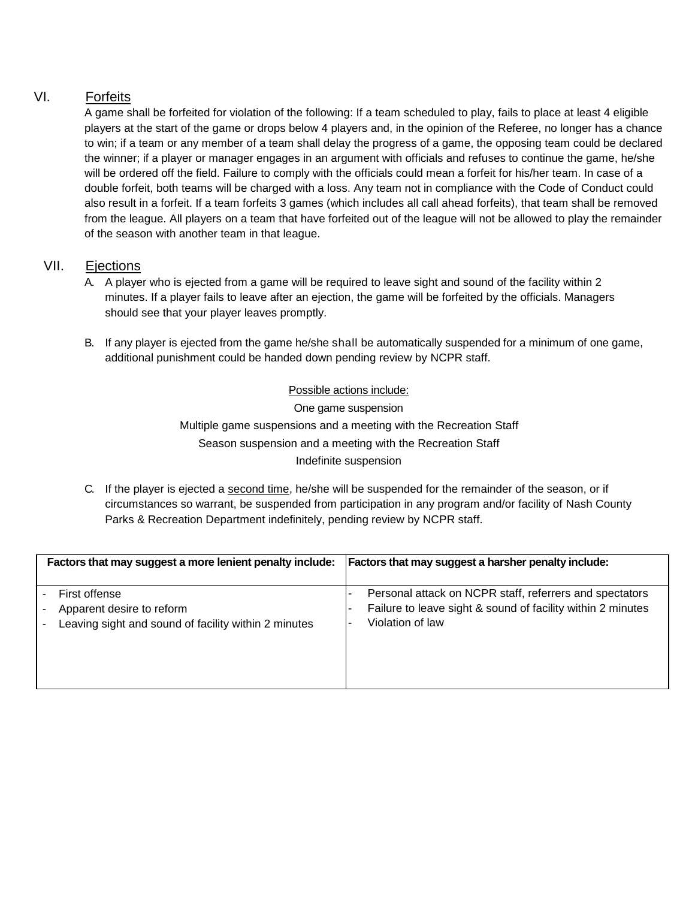## VI. Forfeits

A game shall be forfeited for violation of the following: If a team scheduled to play, fails to place at least 4 eligible players at the start of the game or drops below 4 players and, in the opinion of the Referee, no longer has a chance to win; if a team or any member of a team shall delay the progress of a game, the opposing team could be declared the winner; if a player or manager engages in an argument with officials and refuses to continue the game, he/she will be ordered off the field. Failure to comply with the officials could mean a forfeit for his/her team. In case of a double forfeit, both teams will be charged with a loss. Any team not in compliance with the Code of Conduct could also result in a forfeit. If a team forfeits 3 games (which includes all call ahead forfeits), that team shall be removed from the league. All players on a team that have forfeited out of the league will not be allowed to play the remainder of the season with another team in that league.

## VII. Ejections

A. A player who is ejected from a game will be required to leave sight and sound of the facility within 2 minutes. If a player fails to leave after an ejection, the game will be forfeited by the officials. Managers should see that your player leaves promptly.

B. If any player is ejected from the game he/she shall be automatically suspended for a minimum of one game, additional punishment could be handed down pending review by NCPR staff.

Possible actions include:

One game suspension

Multiple game suspensions and a meeting with the Recreation Staff

Season suspension and a meeting with the Recreation Staff

Indefinite suspension

C. If the player is ejected a second time, he/she will be suspended for the remainder of the season, or if circumstances so warrant, be suspended from participation in any program and/or facility of Nash County Parks & Recreation Department indefinitely, pending review by NCPR staff.

| Factors that may suggest a more lenient penalty include: | Factors that may suggest a harsher penalty include: |
|---|---|
| - First offense<br>- Apparent desire to reform<br>- Leaving sight and sound of facility within 2 minutes | - Personal attack on NCPR staff, referrers and spectators<br>- Failure to leave sight & sound of facility within 2 minutes<br>- Violation of law |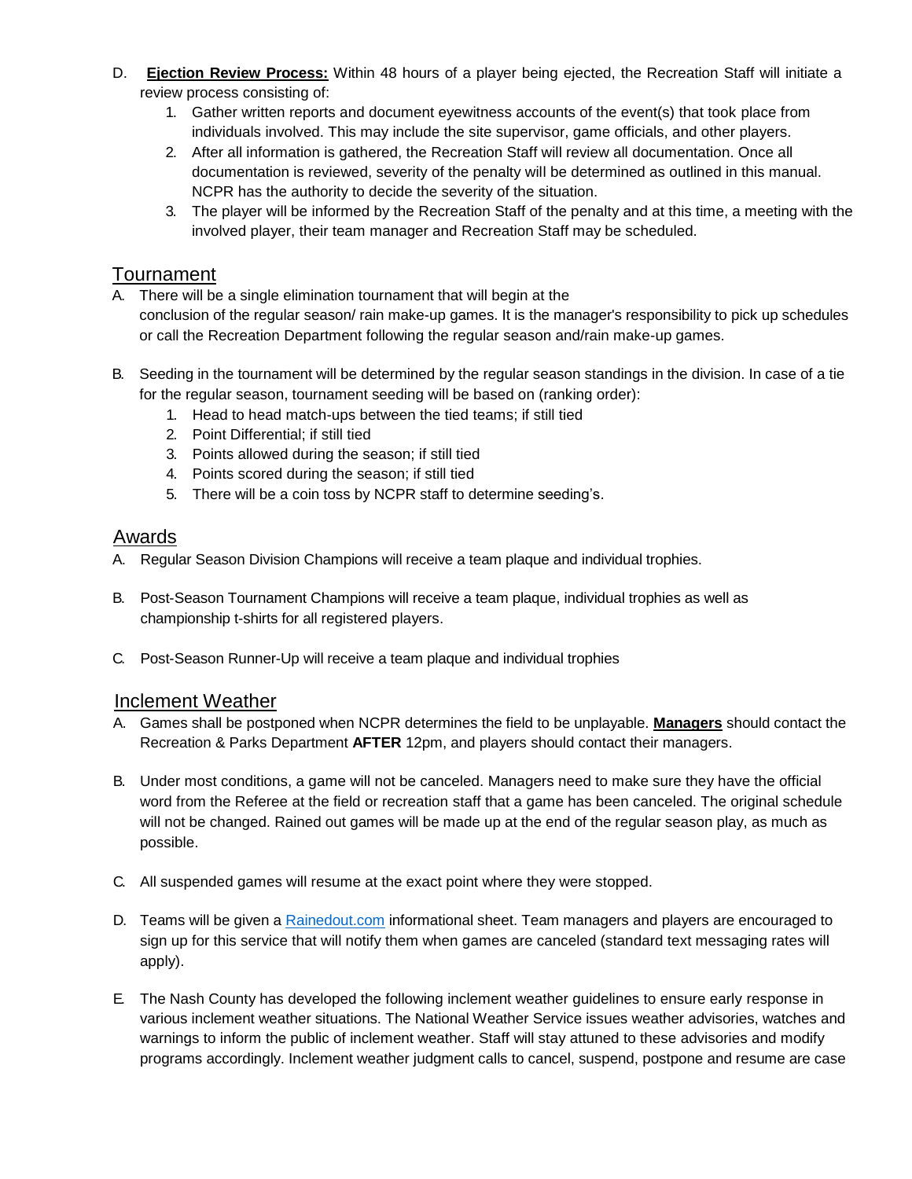D. **Ejection Review Process:** Within 48 hours of a player being ejected, the Recreation Staff will initiate a review process consisting of:

1. Gather written reports and document eyewitness accounts of the event(s) that took place from individuals involved. This may include the site supervisor, game officials, and other players.
2. After all information is gathered, the Recreation Staff will review all documentation. Once all documentation is reviewed, severity of the penalty will be determined as outlined in this manual. NCPR has the authority to decide the severity of the situation.
3. The player will be informed by the Recreation Staff of the penalty and at this time, a meeting with the involved player, their team manager and Recreation Staff may be scheduled.

## Tournament

A. There will be a single elimination tournament that will begin at the conclusion of the regular season/ rain make-up games. It is the manager's responsibility to pick up schedules or call the Recreation Department following the regular season and/rain make-up games.

B. Seeding in the tournament will be determined by the regular season standings in the division. In case of a tie for the regular season, tournament seeding will be based on (ranking order):

1. Head to head match-ups between the tied teams; if still tied
2. Point Differential; if still tied
3. Points allowed during the season; if still tied
4. Points scored during the season; if still tied
5. There will be a coin toss by NCPR staff to determine seeding's.

## Awards

A. Regular Season Division Champions will receive a team plaque and individual trophies.

B. Post-Season Tournament Champions will receive a team plaque, individual trophies as well as championship t-shirts for all registered players.

C. Post-Season Runner-Up will receive a team plaque and individual trophies

## Inclement Weather

A. Games shall be postponed when NCPR determines the field to be unplayable. **Managers** should contact the Recreation & Parks Department **AFTER** 12pm, and players should contact their managers.

B. Under most conditions, a game will not be canceled. Managers need to make sure they have the official word from the Referee at the field or recreation staff that a game has been canceled. The original schedule will not be changed. Rained out games will be made up at the end of the regular season play, as much as possible.

C. All suspended games will resume at the exact point where they were stopped.

D. Teams will be given a Rainedout.com informational sheet. Team managers and players are encouraged to sign up for this service that will notify them when games are canceled (standard text messaging rates will apply).

E. The Nash County has developed the following inclement weather guidelines to ensure early response in various inclement weather situations. The National Weather Service issues weather advisories, watches and warnings to inform the public of inclement weather. Staff will stay attuned to these advisories and modify programs accordingly. Inclement weather judgment calls to cancel, suspend, postpone and resume are case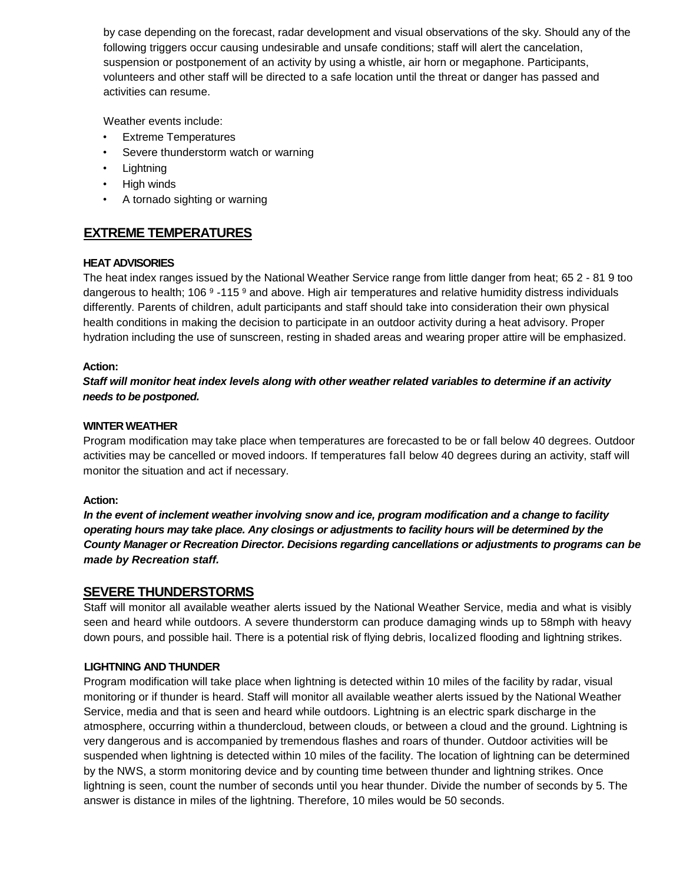by case depending on the forecast, radar development and visual observations of the sky. Should any of the following triggers occur causing undesirable and unsafe conditions; staff will alert the cancelation, suspension or postponement of an activity by using a whistle, air horn or megaphone. Participants, volunteers and other staff will be directed to a safe location until the threat or danger has passed and activities can resume.

Weather events include:

- Extreme Temperatures
- Severe thunderstorm watch or warning
- Lightning
- High winds
- A tornado sighting or warning

## EXTREME TEMPERATURES

### HEAT ADVISORIES

The heat index ranges issued by the National Weather Service range from little danger from heat; 65 2 - 81 9 too dangerous to health; 106 9 -115 9 and above. High air temperatures and relative humidity distress individuals differently. Parents of children, adult participants and staff should take into consideration their own physical health conditions in making the decision to participate in an outdoor activity during a heat advisory. Proper hydration including the use of sunscreen, resting in shaded areas and wearing proper attire will be emphasized.

**Action:**

***Staff will monitor heat index levels along with other weather related variables to determine if an activity needs to be postponed.***

### WINTER WEATHER

Program modification may take place when temperatures are forecasted to be or fall below 40 degrees. Outdoor activities may be cancelled or moved indoors. If temperatures fall below 40 degrees during an activity, staff will monitor the situation and act if necessary.

**Action:**

***In the event of inclement weather involving snow and ice, program modification and a change to facility operating hours may take place. Any closings or adjustments to facility hours will be determined by the County Manager or Recreation Director. Decisions regarding cancellations or adjustments to programs can be made by Recreation staff.***

## SEVERE THUNDERSTORMS

Staff will monitor all available weather alerts issued by the National Weather Service, media and what is visibly seen and heard while outdoors. A severe thunderstorm can produce damaging winds up to 58mph with heavy down pours, and possible hail. There is a potential risk of flying debris, localized flooding and lightning strikes.

### LIGHTNING AND THUNDER

Program modification will take place when lightning is detected within 10 miles of the facility by radar, visual monitoring or if thunder is heard. Staff will monitor all available weather alerts issued by the National Weather Service, media and that is seen and heard while outdoors. Lightning is an electric spark discharge in the atmosphere, occurring within a thundercloud, between clouds, or between a cloud and the ground. Lightning is very dangerous and is accompanied by tremendous flashes and roars of thunder. Outdoor activities will be suspended when lightning is detected within 10 miles of the facility. The location of lightning can be determined by the NWS, a storm monitoring device and by counting time between thunder and lightning strikes. Once lightning is seen, count the number of seconds until you hear thunder. Divide the number of seconds by 5. The answer is distance in miles of the lightning. Therefore, 10 miles would be 50 seconds.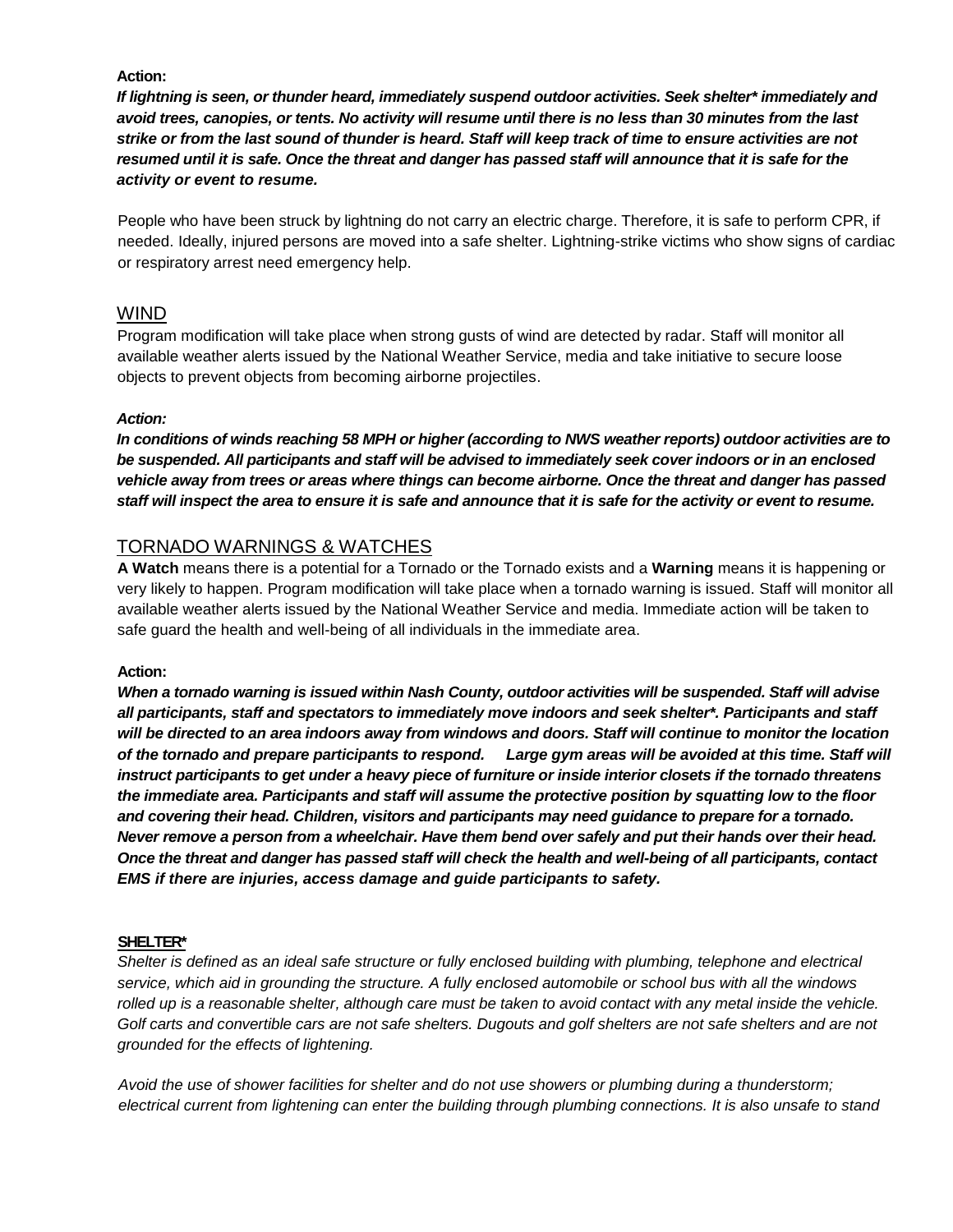**Action:**

***If lightning is seen, or thunder heard, immediately suspend outdoor activities. Seek shelter* immediately and avoid trees, canopies, or tents. No activity will resume until there is no less than 30 minutes from the last strike or from the last sound of thunder is heard. Staff will keep track of time to ensure activities are not resumed until it is safe. Once the threat and danger has passed staff will announce that it is safe for the activity or event to resume.***

People who have been struck by lightning do not carry an electric charge. Therefore, it is safe to perform CPR, if needed. Ideally, injured persons are moved into a safe shelter. Lightning-strike victims who show signs of cardiac or respiratory arrest need emergency help.

## WIND

Program modification will take place when strong gusts of wind are detected by radar. Staff will monitor all available weather alerts issued by the National Weather Service, media and take initiative to secure loose objects to prevent objects from becoming airborne projectiles.

***Action:***

***In conditions of winds reaching 58 MPH or higher (according to NWS weather reports) outdoor activities are to be suspended. All participants and staff will be advised to immediately seek cover indoors or in an enclosed vehicle away from trees or areas where things can become airborne. Once the threat and danger has passed staff will inspect the area to ensure it is safe and announce that it is safe for the activity or event to resume.***

## TORNADO WARNINGS & WATCHES

**A Watch** means there is a potential for a Tornado or the Tornado exists and a **Warning** means it is happening or very likely to happen. Program modification will take place when a tornado warning is issued. Staff will monitor all available weather alerts issued by the National Weather Service and media. Immediate action will be taken to safe guard the health and well-being of all individuals in the immediate area.

**Action:**

***When a tornado warning is issued within Nash County, outdoor activities will be suspended. Staff will advise all participants, staff and spectators to immediately move indoors and seek shelter*. Participants and staff will be directed to an area indoors away from windows and doors. Staff will continue to monitor the location of the tornado and prepare participants to respond. Large gym areas will be avoided at this time. Staff will instruct participants to get under a heavy piece of furniture or inside interior closets if the tornado threatens the immediate area. Participants and staff will assume the protective position by squatting low to the floor and covering their head. Children, visitors and participants may need guidance to prepare for a tornado. Never remove a person from a wheelchair. Have them bend over safely and put their hands over their head. Once the threat and danger has passed staff will check the health and well-being of all participants, contact EMS if there are injuries, access damage and guide participants to safety.***

**SHELTER***

*Shelter is defined as an ideal safe structure or fully enclosed building with plumbing, telephone and electrical service, which aid in grounding the structure. A fully enclosed automobile or school bus with all the windows rolled up is a reasonable shelter, although care must be taken to avoid contact with any metal inside the vehicle. Golf carts and convertible cars are not safe shelters. Dugouts and golf shelters are not safe shelters and are not grounded for the effects of lightening.*

*Avoid the use of shower facilities for shelter and do not use showers or plumbing during a thunderstorm; electrical current from lightening can enter the building through plumbing connections. It is also unsafe to stand*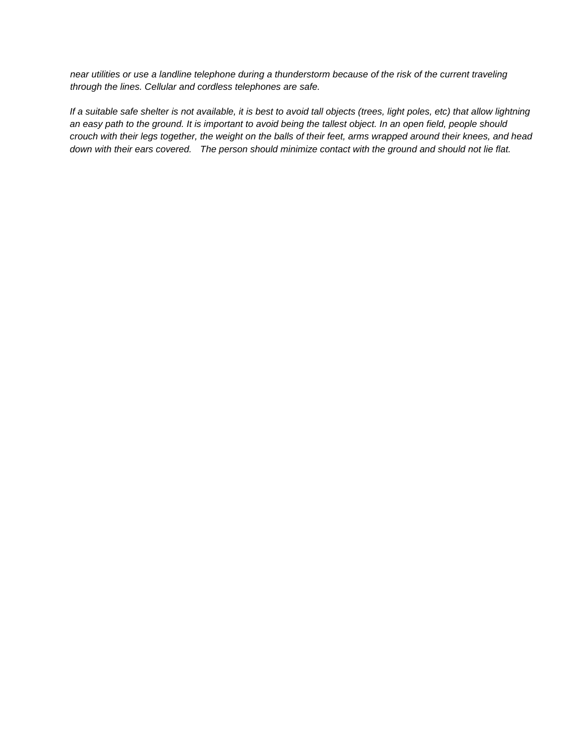*near utilities or use a landline telephone during a thunderstorm because of the risk of the current traveling through the lines. Cellular and cordless telephones are safe.*

*If a suitable safe shelter is not available, it is best to avoid tall objects (trees, light poles, etc) that allow lightning an easy path to the ground. It is important to avoid being the tallest object. In an open field, people should crouch with their legs together, the weight on the balls of their feet, arms wrapped around their knees, and head down with their ears covered. The person should minimize contact with the ground and should not lie flat.*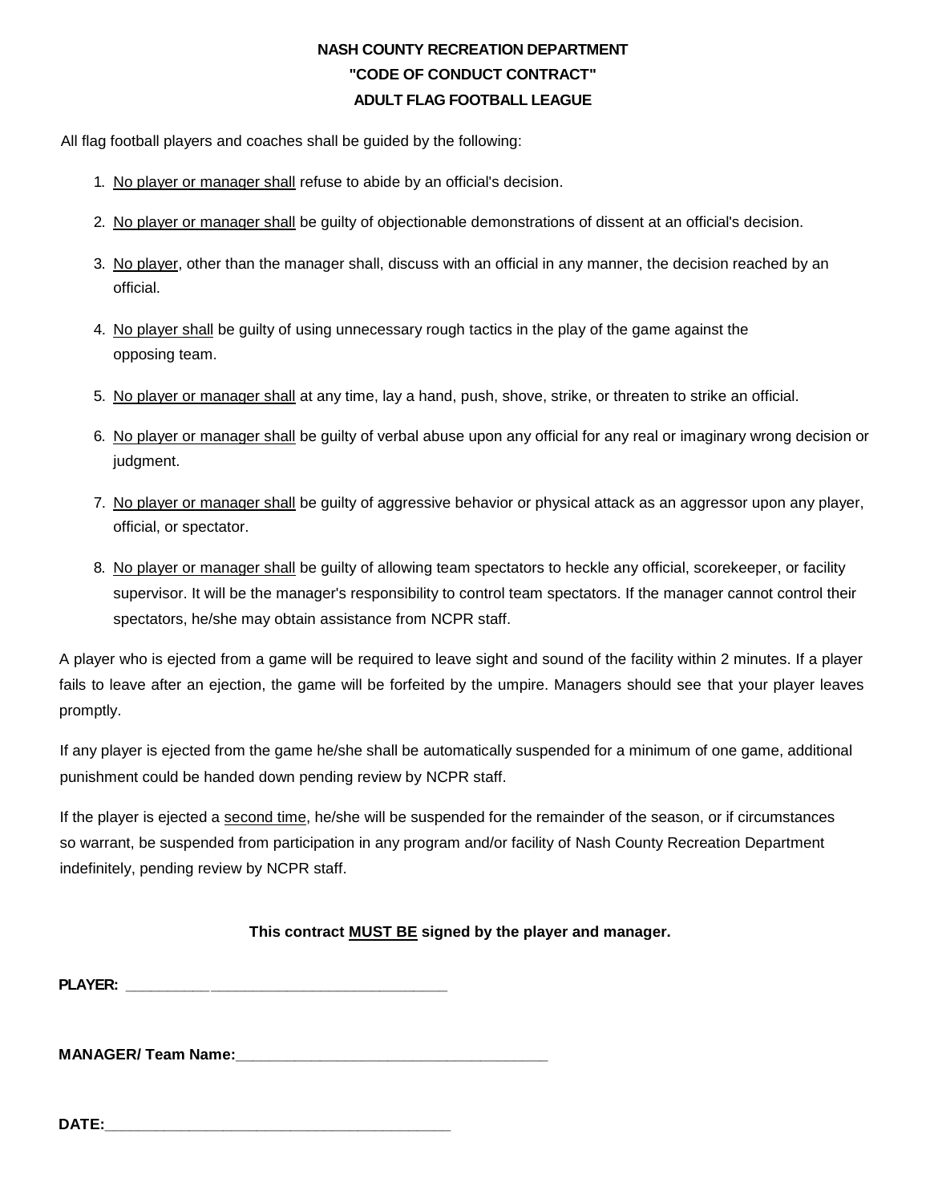# NASH COUNTY RECREATION DEPARTMENT

# "CODE OF CONDUCT CONTRACT"

# ADULT FLAG FOOTBALL LEAGUE

All flag football players and coaches shall be guided by the following:

1. No player or manager shall refuse to abide by an official's decision.
2. No player or manager shall be guilty of objectionable demonstrations of dissent at an official's decision.
3. No player, other than the manager shall, discuss with an official in any manner, the decision reached by an official.
4. No player shall be guilty of using unnecessary rough tactics in the play of the game against the opposing team.
5. No player or manager shall at any time, lay a hand, push, shove, strike, or threaten to strike an official.
6. No player or manager shall be guilty of verbal abuse upon any official for any real or imaginary wrong decision or judgment.
7. No player or manager shall be guilty of aggressive behavior or physical attack as an aggressor upon any player, official, or spectator.
8. No player or manager shall be guilty of allowing team spectators to heckle any official, scorekeeper, or facility supervisor. It will be the manager's responsibility to control team spectators. If the manager cannot control their spectators, he/she may obtain assistance from NCPR staff.

A player who is ejected from a game will be required to leave sight and sound of the facility within 2 minutes. If a player fails to leave after an ejection, the game will be forfeited by the umpire. Managers should see that your player leaves promptly.

If any player is ejected from the game he/she shall be automatically suspended for a minimum of one game, additional punishment could be handed down pending review by NCPR staff.

If the player is ejected a second time, he/she will be suspended for the remainder of the season, or if circumstances so warrant, be suspended from participation in any program and/or facility of Nash County Recreation Department indefinitely, pending review by NCPR staff.

**This contract MUST BE signed by the player and manager.**

**PLAYER:** ________________________________________

**MANAGER/ Team Name:**______________________________________

**DATE:**__________________________________________